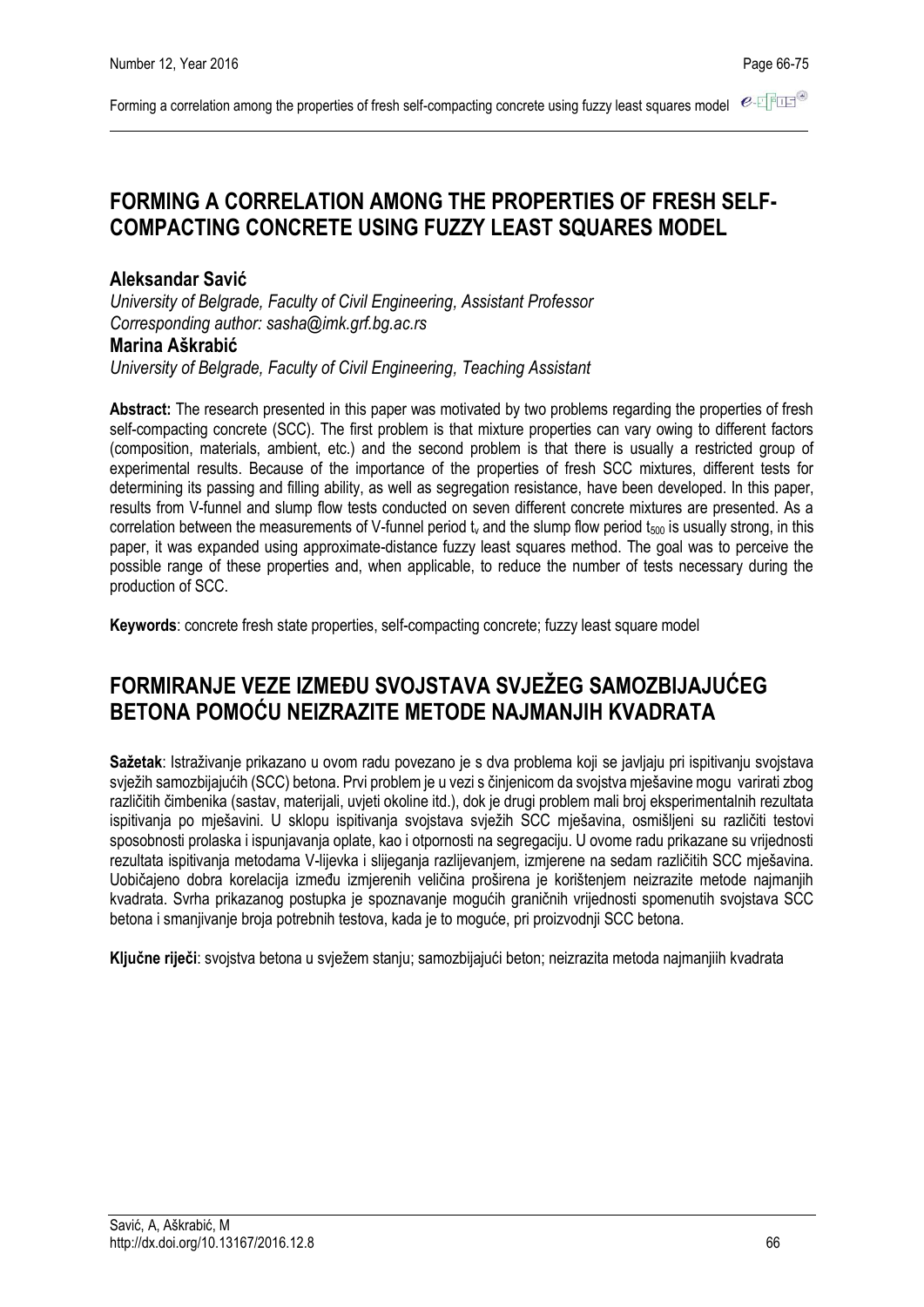# FORMING A CORRELATION AMONG THE PROPERTIES OF FRESH SELF-COMPACTING CONCRETE USING FUZZY LEAST SQUARES MODEL

**Aleksandar Savić**
*University of Belgrade, Faculty of Civil Engineering, Assistant Professor*
*Corresponding author: sasha@imk.grf.bg.ac.rs*
**Marina Aškrabić**
*University of Belgrade, Faculty of Civil Engineering, Teaching Assistant*

**Abstract:** The research presented in this paper was motivated by two problems regarding the properties of fresh self-compacting concrete (SCC). The first problem is that mixture properties can vary owing to different factors (composition, materials, ambient, etc.) and the second problem is that there is usually a restricted group of experimental results. Because of the importance of the properties of fresh SCC mixtures, different tests for determining its passing and filling ability, as well as segregation resistance, have been developed. In this paper, results from V-funnel and slump flow tests conducted on seven different concrete mixtures are presented. As a correlation between the measurements of V-funnel period $t_v$ and the slump flow period $t_{500}$ is usually strong, in this paper, it was expanded using approximate-distance fuzzy least squares method. The goal was to perceive the possible range of these properties and, when applicable, to reduce the number of tests necessary during the production of SCC.

**Keywords**: concrete fresh state properties, self-compacting concrete; fuzzy least square model

# FORMIRANJE VEZE IZMEĐU SVOJSTAVA SVJEŽEG SAMOZBIJAJUĆEG BETONA POMOĆU NEIZRAZITE METODE NAJMANJIH KVADRATA

**Sažetak**: Istraživanje prikazano u ovom radu povezano je s dva problema koji se javljaju pri ispitivanju svojstava svježih samozbijajućih (SCC) betona. Prvi problem je u vezi s činjenicom da svojstva mješavine mogu varirati zbog različitih čimbenika (sastav, materijali, uvjeti okoline itd.), dok je drugi problem mali broj eksperimentalnih rezultata ispitivanja po mješavini. U sklopu ispitivanja svojstava svježih SCC mješavina, osmišljeni su različiti testovi sposobnosti prolaska i ispunjavanja oplate, kao i otpornosti na segregaciju. U ovome radu prikazane su vrijednosti rezultata ispitivanja metodama V-lijevka i slijeganja razlijevanjem, izmjerene na sedam različitih SCC mješavina. Uobičajeno dobra korelacija između izmjerenih veličina proširena je korištenjem neizrazite metode najmanjih kvadrata. Svrha prikazanog postupka je spoznavanje mogućih graničnih vrijednosti spomenutih svojstava SCC betona i smanjivanje broja potrebnih testova, kada je to moguće, pri proizvodnji SCC betona.

**Ključne riječi**: svojstva betona u svježem stanju; samozbijajući beton; neizrazita metoda najmanjih kvadrata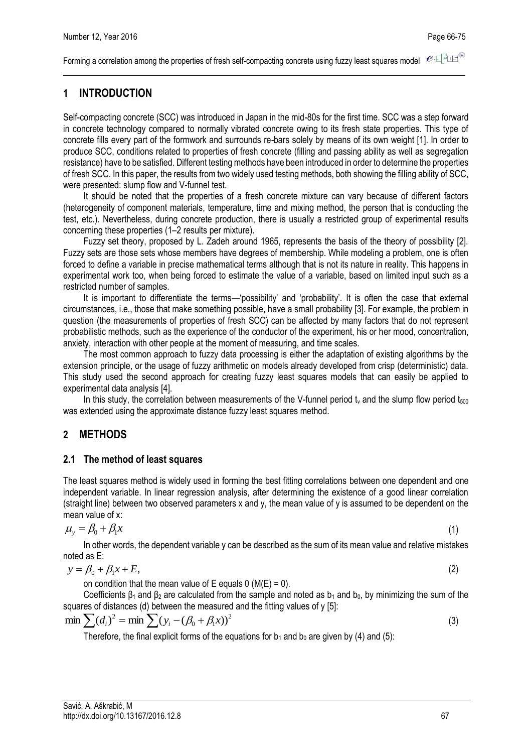## 1 INTRODUCTION

Self-compacting concrete (SCC) was introduced in Japan in the mid-80s for the first time. SCC was a step forward in concrete technology compared to normally vibrated concrete owing to its fresh state properties. This type of concrete fills every part of the formwork and surrounds re-bars solely by means of its own weight [1]. In order to produce SCC, conditions related to properties of fresh concrete (filling and passing ability as well as segregation resistance) have to be satisfied. Different testing methods have been introduced in order to determine the properties of fresh SCC. In this paper, the results from two widely used testing methods, both showing the filling ability of SCC, were presented: slump flow and V-funnel test.

It should be noted that the properties of a fresh concrete mixture can vary because of different factors (heterogeneity of component materials, temperature, time and mixing method, the person that is conducting the test, etc.). Nevertheless, during concrete production, there is usually a restricted group of experimental results concerning these properties (1–2 results per mixture).

Fuzzy set theory, proposed by L. Zadeh around 1965, represents the basis of the theory of possibility [2]. Fuzzy sets are those sets whose members have degrees of membership. While modeling a problem, one is often forced to define a variable in precise mathematical terms although that is not its nature in reality. This happens in experimental work too, when being forced to estimate the value of a variable, based on limited input such as a restricted number of samples.

It is important to differentiate the terms—'possibility' and 'probability'. It is often the case that external circumstances, i.e., those that make something possible, have a small probability [3]. For example, the problem in question (the measurements of properties of fresh SCC) can be affected by many factors that do not represent probabilistic methods, such as the experience of the conductor of the experiment, his or her mood, concentration, anxiety, interaction with other people at the moment of measuring, and time scales.

The most common approach to fuzzy data processing is either the adaptation of existing algorithms by the extension principle, or the usage of fuzzy arithmetic on models already developed from crisp (deterministic) data. This study used the second approach for creating fuzzy least squares models that can easily be applied to experimental data analysis [4].

In this study, the correlation between measurements of the V-funnel period $t_v$ and the slump flow period $t_{500}$ was extended using the approximate distance fuzzy least squares method.

## 2 METHODS

### 2.1 The method of least squares

The least squares method is widely used in forming the best fitting correlations between one dependent and one independent variable. In linear regression analysis, after determining the existence of a good linear correlation (straight line) between two observed parameters x and y, the mean value of y is assumed to be dependent on the mean value of x:

$$\mu_y = \beta_0 + \beta_1 x \tag{1}$$

In other words, the dependent variable y can be described as the sum of its mean value and relative mistakes noted as E:

$$y = \beta_0 + \beta_1 x + E, \tag{2}$$

on condition that the mean value of E equals 0 (M(E) = 0).

Coefficients $\beta_1$ and $\beta_2$ are calculated from the sample and noted as $b_1$ and $b_0$, by minimizing the sum of the squares of distances (d) between the measured and the fitting values of y [5]:

$$\min \sum (d_i)^2 = \min \sum (y_i - (\beta_0 + \beta_1 x))^2 \tag{3}$$

Therefore, the final explicit forms of the equations for $b_1$ and $b_0$ are given by (4) and (5):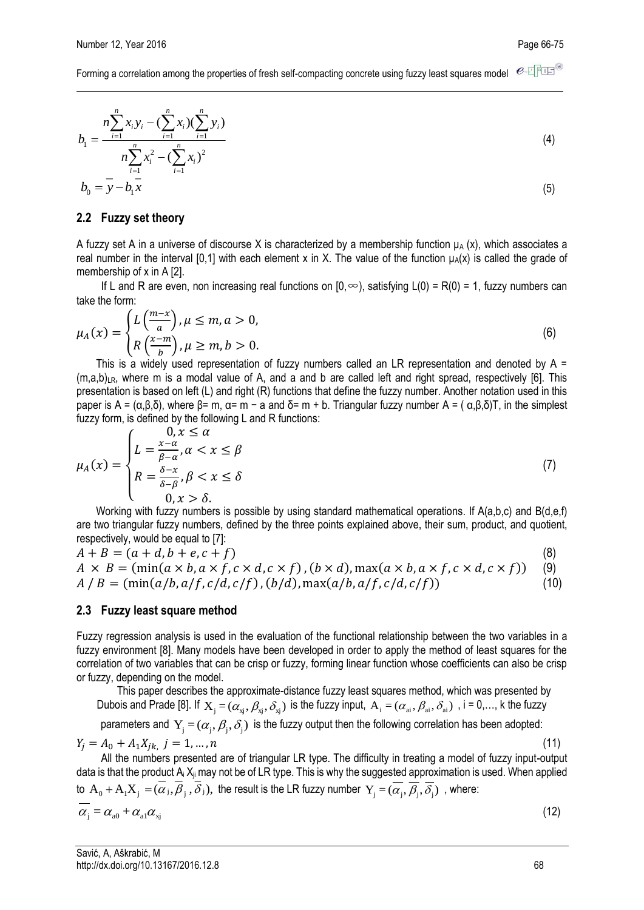$$b_1 = \frac{n\sum_{i=1}^{n} x_i y_i - (\sum_{i=1}^{n} x_i)(\sum_{i=1}^{n} y_i)}{n\sum_{i=1}^{n} x_i^2 - (\sum_{i=1}^{n} x_i)^2} \tag{4}$$

$$b_0 = \bar{y} - b_1 \bar{x} \tag{5}$$

## 2.2 Fuzzy set theory

A fuzzy set A in a universe of discourse X is characterized by a membership function $\mu_A(x)$, which associates a real number in the interval [0,1] with each element x in X. The value of the function $\mu_A(x)$ is called the grade of membership of x in A [2].

If L and R are even, non increasing real functions on $[0,\infty)$, satisfying L(0) = R(0) = 1, fuzzy numbers can take the form:

$$\mu_A(x) = \begin{cases} L\left(\frac{m-x}{a}\right), \mu \leq m, a > 0, \\ R\left(\frac{x-m}{b}\right), \mu \geq m, b > 0. \end{cases} \tag{6}$$

This is a widely used representation of fuzzy numbers called an LR representation and denoted by $A = (m,a,b)_{LR}$, where m is a modal value of A, and a and b are called left and right spread, respectively [6]. This presentation is based on left (L) and right (R) functions that define the fuzzy number. Another notation used in this paper is A = (α,β,δ), where β= m, α= m − a and δ= m + b. Triangular fuzzy number A = ( α,β,δ)T, in the simplest fuzzy form, is defined by the following L and R functions:

$$\mu_A(x) = \begin{cases} 0, x \leq \alpha \\ L = \frac{x-\alpha}{\beta-\alpha}, \alpha < x \leq \beta \\ R = \frac{\delta-x}{\delta-\beta}, \beta < x \leq \delta \\ 0, x > \delta. \end{cases} \tag{7}$$

Working with fuzzy numbers is possible by using standard mathematical operations. If A(a,b,c) and B(d,e,f) are two triangular fuzzy numbers, defined by the three points explained above, their sum, product, and quotient, respectively, would be equal to [7]:

$$A + B = (a + d, b + e, c + f) \tag{8}$$

$$A \times B = (\min(a \times b, a \times f, c \times d, c \times f), (b \times d), \max(a \times b, a \times f, c \times d, c \times f)) \tag{9}$$

$$A / B = (\min(a/b, a/f, c/d, c/f), (b/d), \max(a/b, a/f, c/d, c/f)) \tag{10}$$

## 2.3 Fuzzy least square method

Fuzzy regression analysis is used in the evaluation of the functional relationship between the two variables in a fuzzy environment [8]. Many models have been developed in order to apply the method of least squares for the correlation of two variables that can be crisp or fuzzy, forming linear function whose coefficients can also be crisp or fuzzy, depending on the model.

This paper describes the approximate-distance fuzzy least squares method, which was presented by Dubois and Prade [8]. If $X_j = (\alpha_{xj}, \beta_{xj}, \delta_{xj})$ is the fuzzy input, $A_i = (\alpha_{ai}, \beta_{ai}, \delta_{ai})$ , i = 0,…, k the fuzzy parameters and $Y_j = (\alpha_j, \beta_j, \delta_j)$ is the fuzzy output then the following correlation has been adopted:

$$Y_j = A_0 + A_1 X_{jk}, \; j = 1, \dots, n \tag{11}$$

All the numbers presented are of triangular LR type. The difficulty in treating a model of fuzzy input-output data is that the product $A_i X_{ji}$ may not be of LR type. This is why the suggested approximation is used. When applied to $A_0 + A_1 X_j = (\overline{\alpha}_j, \overline{\beta}_j, \overline{\delta}_j)$, the result is the LR fuzzy number $Y_j = (\overline{\alpha_j}, \overline{\beta_j}, \overline{\delta_j})$ , where:

$$\overline{\alpha_j} = \alpha_{a0} + \alpha_{a1}\alpha_{xj} \tag{12}$$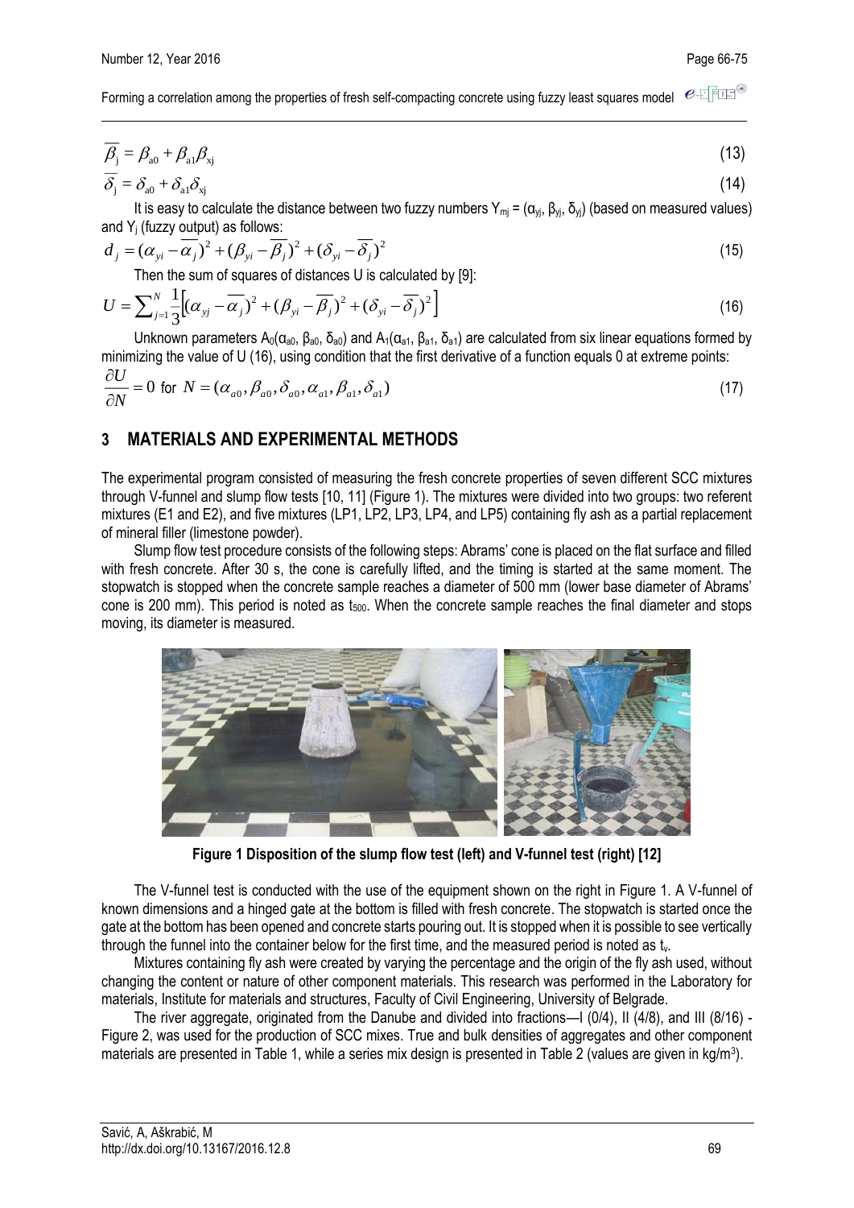$$\overline{\beta_j} = \beta_{a0} + \beta_{a1}\beta_{xj} \tag{13}$$

$$\overline{\delta_j} = \delta_{a0} + \delta_{a1}\delta_{xj} \tag{14}$$

It is easy to calculate the distance between two fuzzy numbers $Y_{mj} = (\alpha_{yj}, \beta_{yj}, \delta_{yj})$ (based on measured values) and $Y_j$ (fuzzy output) as follows:

$$d_j = (\alpha_{yi} - \overline{\alpha_j})^2 + (\beta_{yi} - \overline{\beta_j})^2 + (\delta_{yi} - \overline{\delta_j})^2 \tag{15}$$

Then the sum of squares of distances U is calculated by [9]:

$$U = \sum_{j=1}^{N} \frac{1}{3}\left[(\alpha_{yj} - \overline{\alpha_j})^2 + (\beta_{yi} - \overline{\beta_j})^2 + (\delta_{yi} - \overline{\delta_j})^2\right] \tag{16}$$

Unknown parameters $A_0(\alpha_{a0}, \beta_{a0}, \delta_{a0})$ and $A_1(\alpha_{a1}, \beta_{a1}, \delta_{a1})$ are calculated from six linear equations formed by minimizing the value of U (16), using condition that the first derivative of a function equals 0 at extreme points:

$$\frac{\partial U}{\partial N} = 0 \text{ for } N = (\alpha_{a0}, \beta_{a0}, \delta_{a0}, \alpha_{a1}, \beta_{a1}, \delta_{a1}) \tag{17}$$

## 3 MATERIALS AND EXPERIMENTAL METHODS

The experimental program consisted of measuring the fresh concrete properties of seven different SCC mixtures through V-funnel and slump flow tests [10, 11] (Figure 1). The mixtures were divided into two groups: two referent mixtures (E1 and E2), and five mixtures (LP1, LP2, LP3, LP4, and LP5) containing fly ash as a partial replacement of mineral filler (limestone powder).

Slump flow test procedure consists of the following steps: Abrams' cone is placed on the flat surface and filled with fresh concrete. After 30 s, the cone is carefully lifted, and the timing is started at the same moment. The stopwatch is stopped when the concrete sample reaches a diameter of 500 mm (lower base diameter of Abrams' cone is 200 mm). This period is noted as $t_{500}$. When the concrete sample reaches the final diameter and stops moving, its diameter is measured.

**Figure 1 Disposition of the slump flow test (left) and V-funnel test (right) [12]**

The V-funnel test is conducted with the use of the equipment shown on the right in Figure 1. A V-funnel of known dimensions and a hinged gate at the bottom is filled with fresh concrete. The stopwatch is started once the gate at the bottom has been opened and concrete starts pouring out. It is stopped when it is possible to see vertically through the funnel into the container below for the first time, and the measured period is noted as $t_v$.

Mixtures containing fly ash were created by varying the percentage and the origin of the fly ash used, without changing the content or nature of other component materials. This research was performed in the Laboratory for materials, Institute for materials and structures, Faculty of Civil Engineering, University of Belgrade.

The river aggregate, originated from the Danube and divided into fractions—I (0/4), II (4/8), and III (8/16) - Figure 2, was used for the production of SCC mixes. True and bulk densities of aggregates and other component materials are presented in Table 1, while a series mix design is presented in Table 2 (values are given in kg/m$^3$).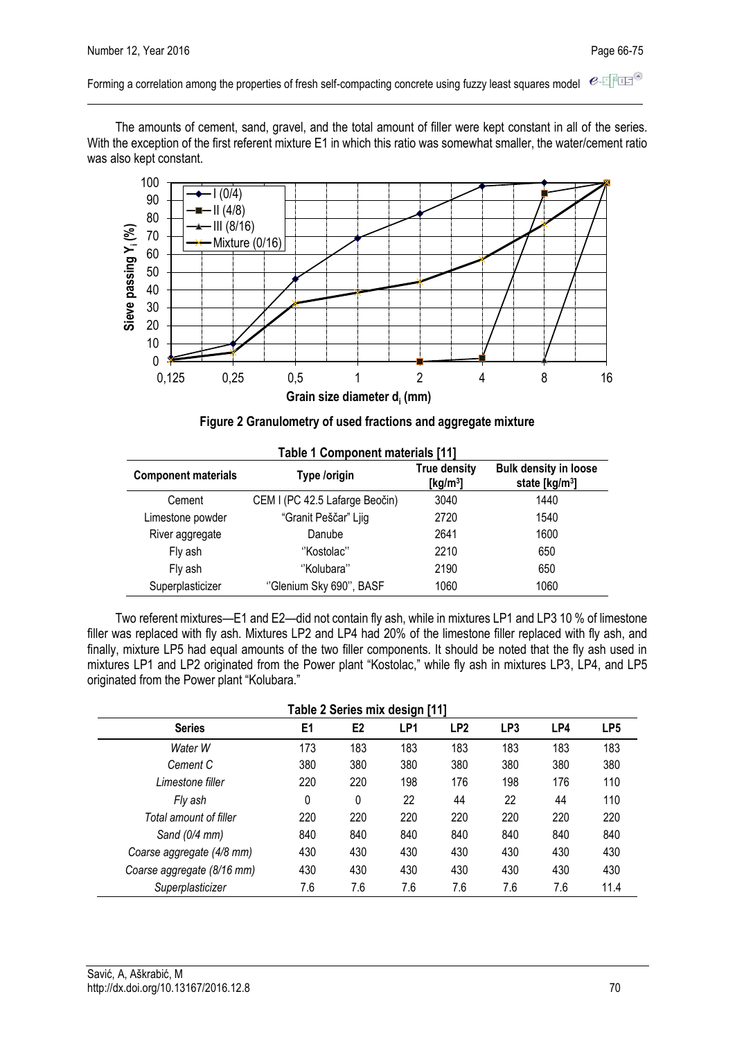The amounts of cement, sand, gravel, and the total amount of filler were kept constant in all of the series. With the exception of the first referent mixture E1 in which this ratio was somewhat smaller, the water/cement ratio was also kept constant.

**Figure 2 Granulometry of used fractions and aggregate mixture**

**Table 1 Component materials [11]**

| Component materials | Type /origin | True density [kg/m³] | Bulk density in loose state [kg/m³] |
|---|---|---|---|
| Cement | CEM I (PC 42.5 Lafarge Beočin) | 3040 | 1440 |
| Limestone powder | "Granit Peščar" Ljig | 2720 | 1540 |
| River aggregate | Danube | 2641 | 1600 |
| Fly ash | ''Kostolac'' | 2210 | 650 |
| Fly ash | ''Kolubara'' | 2190 | 650 |
| Superplasticizer | ''Glenium Sky 690'', BASF | 1060 | 1060 |

Two referent mixtures—E1 and E2—did not contain fly ash, while in mixtures LP1 and LP3 10 % of limestone filler was replaced with fly ash. Mixtures LP2 and LP4 had 20% of the limestone filler replaced with fly ash, and finally, mixture LP5 had equal amounts of the two filler components. It should be noted that the fly ash used in mixtures LP1 and LP2 originated from the Power plant "Kostolac," while fly ash in mixtures LP3, LP4, and LP5 originated from the Power plant "Kolubara."

**Table 2 Series mix design [11]**

| Series | E1 | E2 | LP1 | LP2 | LP3 | LP4 | LP5 |
|---|---|---|---|---|---|---|---|
| *Water W* | 173 | 183 | 183 | 183 | 183 | 183 | 183 |
| *Cement C* | 380 | 380 | 380 | 380 | 380 | 380 | 380 |
| *Limestone filler* | 220 | 220 | 198 | 176 | 198 | 176 | 110 |
| *Fly ash* | 0 | 0 | 22 | 44 | 22 | 44 | 110 |
| *Total amount of filler* | 220 | 220 | 220 | 220 | 220 | 220 | 220 |
| *Sand (0/4 mm)* | 840 | 840 | 840 | 840 | 840 | 840 | 840 |
| *Coarse aggregate (4/8 mm)* | 430 | 430 | 430 | 430 | 430 | 430 | 430 |
| *Coarse aggregate (8/16 mm)* | 430 | 430 | 430 | 430 | 430 | 430 | 430 |
| *Superplasticizer* | 7.6 | 7.6 | 7.6 | 7.6 | 7.6 | 7.6 | 11.4 |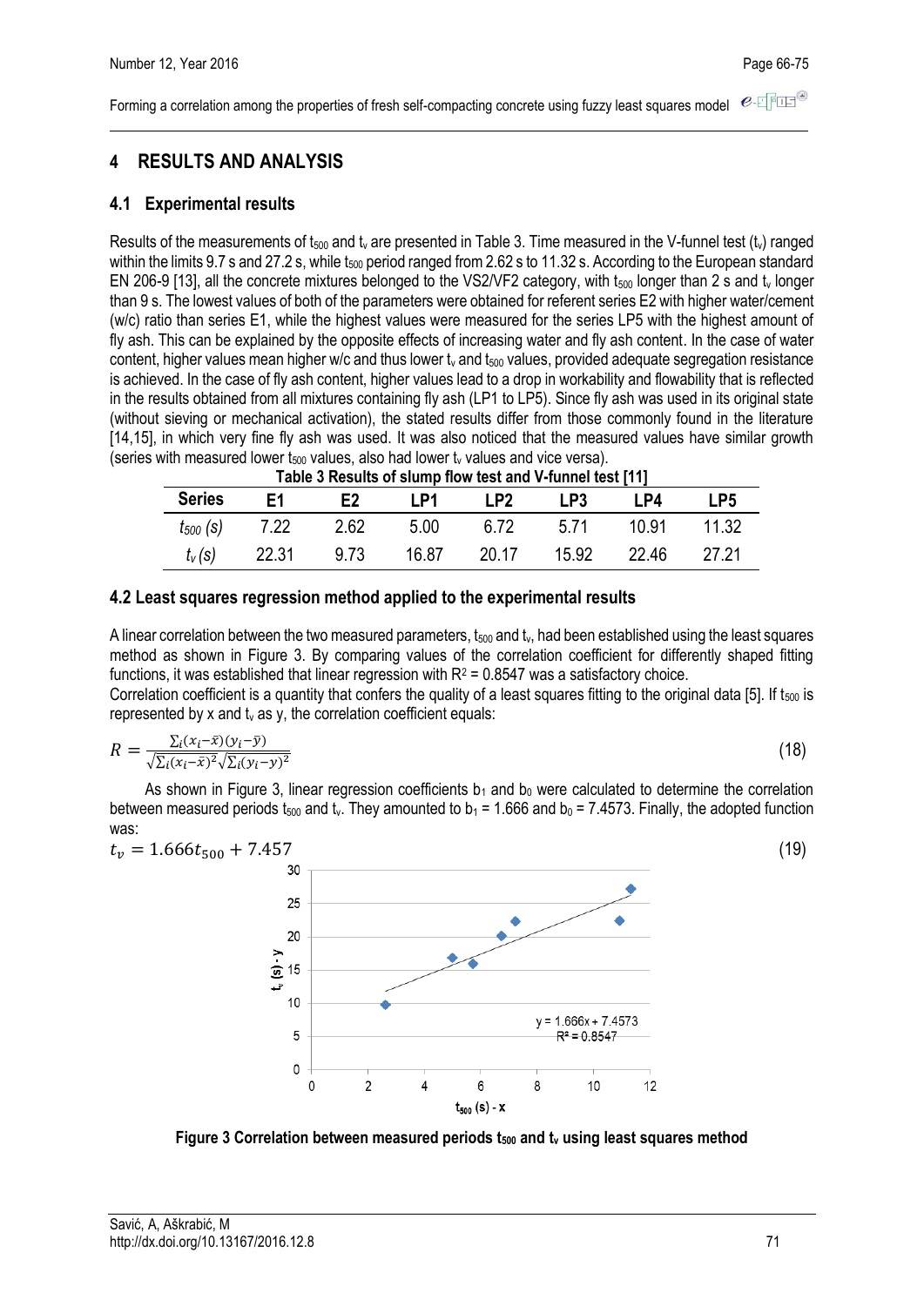## 4 RESULTS AND ANALYSIS

### 4.1 Experimental results

Results of the measurements of $t_{500}$ and $t_v$ are presented in Table 3. Time measured in the V-funnel test ($t_v$) ranged within the limits 9.7 s and 27.2 s, while $t_{500}$ period ranged from 2.62 s to 11.32 s. According to the European standard EN 206-9 [13], all the concrete mixtures belonged to the VS2/VF2 category, with $t_{500}$ longer than 2 s and $t_v$ longer than 9 s. The lowest values of both of the parameters were obtained for referent series E2 with higher water/cement (w/c) ratio than series E1, while the highest values were measured for the series LP5 with the highest amount of fly ash. This can be explained by the opposite effects of increasing water and fly ash content. In the case of water content, higher values mean higher w/c and thus lower $t_v$ and $t_{500}$ values, provided adequate segregation resistance is achieved. In the case of fly ash content, higher values lead to a drop in workability and flowability that is reflected in the results obtained from all mixtures containing fly ash (LP1 to LP5). Since fly ash was used in its original state (without sieving or mechanical activation), the stated results differ from those commonly found in the literature [14,15], in which very fine fly ash was used. It was also noticed that the measured values have similar growth (series with measured lower $t_{500}$ values, also had lower $t_v$ values and vice versa).

**Table 3 Results of slump flow test and V-funnel test [11]**

| Series | E1 | E2 | LP1 | LP2 | LP3 | LP4 | LP5 |
|---|---|---|---|---|---|---|---|
| $t_{500}$ (s) | 7.22 | 2.62 | 5.00 | 6.72 | 5.71 | 10.91 | 11.32 |
| $t_v$ (s) | 22.31 | 9.73 | 16.87 | 20.17 | 15.92 | 22.46 | 27.21 |

### 4.2 Least squares regression method applied to the experimental results

A linear correlation between the two measured parameters, $t_{500}$ and $t_v$, had been established using the least squares method as shown in Figure 3. By comparing values of the correlation coefficient for differently shaped fitting functions, it was established that linear regression with $R^2 = 0.8547$ was a satisfactory choice.

Correlation coefficient is a quantity that confers the quality of a least squares fitting to the original data [5]. If $t_{500}$ is represented by x and $t_v$ as y, the correlation coefficient equals:

$$R = \frac{\sum_i (x_i - \bar{x})(y_i - \bar{y})}{\sqrt{\sum_i (x_i - \bar{x})^2}\sqrt{\sum_i (y_i - y)^2} \tag{18}$$

As shown in Figure 3, linear regression coefficients $b_1$ and $b_0$ were calculated to determine the correlation between measured periods $t_{500}$ and $t_v$. They amounted to $b_1 = 1.666$ and $b_0 = 7.4573$. Finally, the adopted function was:

$$t_v = 1.666 t_{500} + 7.457 \tag{19}$$

**Figure 3 Correlation between measured periods $t_{500}$ and $t_v$ using least squares method**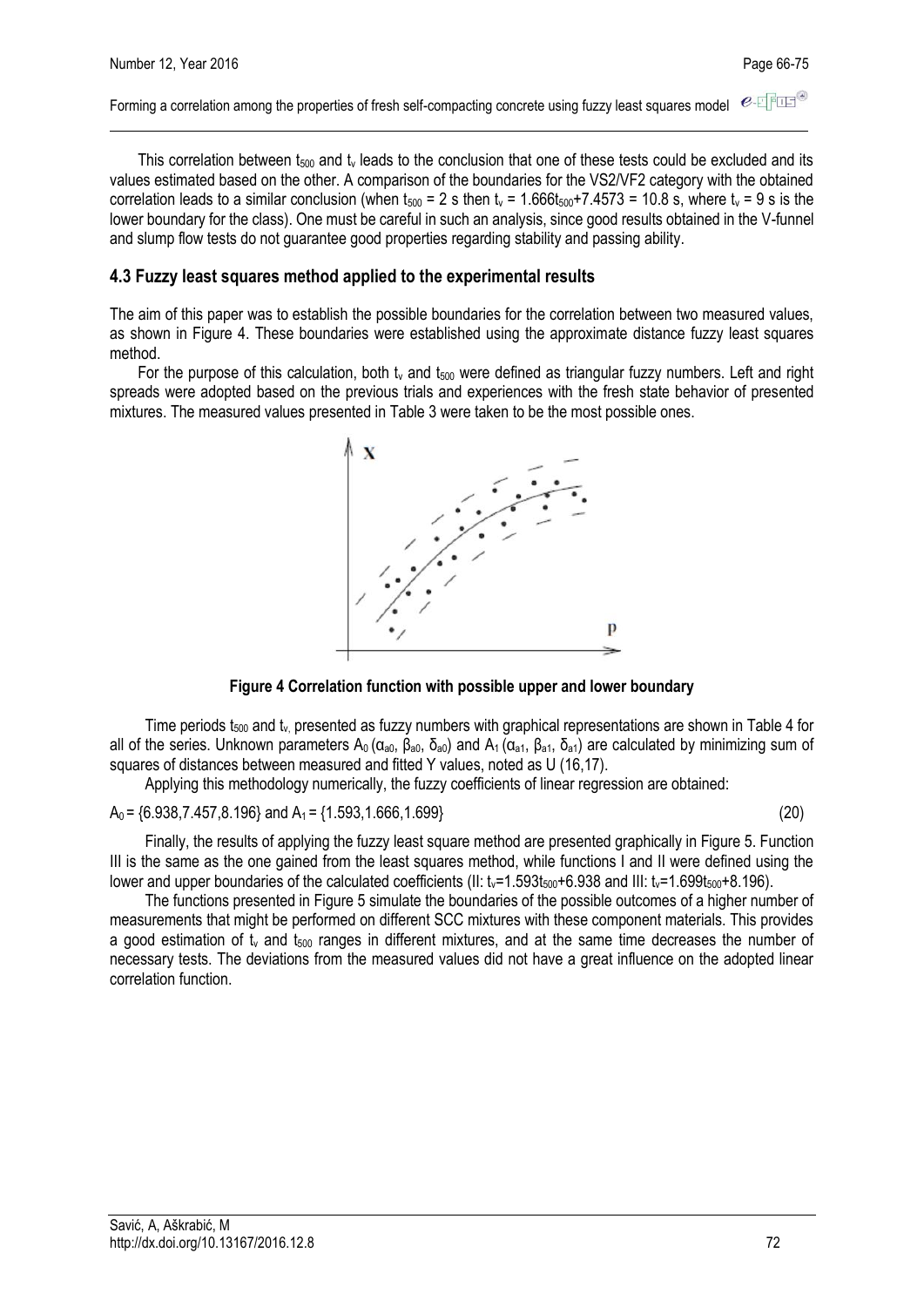This correlation between $t_{500}$ and $t_v$ leads to the conclusion that one of these tests could be excluded and its values estimated based on the other. A comparison of the boundaries for the VS2/VF2 category with the obtained correlation leads to a similar conclusion (when $t_{500}$ = 2 s then $t_v = 1.666t_{500}+7.4573 = 10.8$ s, where $t_v$ = 9 s is the lower boundary for the class). One must be careful in such an analysis, since good results obtained in the V-funnel and slump flow tests do not guarantee good properties regarding stability and passing ability.

### 4.3 Fuzzy least squares method applied to the experimental results

The aim of this paper was to establish the possible boundaries for the correlation between two measured values, as shown in Figure 4. These boundaries were established using the approximate distance fuzzy least squares method.

For the purpose of this calculation, both $t_v$ and $t_{500}$ were defined as triangular fuzzy numbers. Left and right spreads were adopted based on the previous trials and experiences with the fresh state behavior of presented mixtures. The measured values presented in Table 3 were taken to be the most possible ones.

**Figure 4 Correlation function with possible upper and lower boundary**

Time periods $t_{500}$ and $t_v$, presented as fuzzy numbers with graphical representations are shown in Table 4 for all of the series. Unknown parameters $A_0$ ($\alpha_{a0}$, $\beta_{a0}$, $\delta_{a0}$) and $A_1$ ($\alpha_{a1}$, $\beta_{a1}$, $\delta_{a1}$) are calculated by minimizing sum of squares of distances between measured and fitted Y values, noted as U (16,17).

Applying this methodology numerically, the fuzzy coefficients of linear regression are obtained:

$$A_0 = \{6.938, 7.457, 8.196\} \text{ and } A_1 = \{1.593, 1.666, 1.699\} \tag{20}$$

Finally, the results of applying the fuzzy least square method are presented graphically in Figure 5. Function III is the same as the one gained from the least squares method, while functions I and II were defined using the lower and upper boundaries of the calculated coefficients (II: $t_v=1.593t_{500}+6.938$ and III: $t_v=1.699t_{500}+8.196$).

The functions presented in Figure 5 simulate the boundaries of the possible outcomes of a higher number of measurements that might be performed on different SCC mixtures with these component materials. This provides a good estimation of $t_v$ and $t_{500}$ ranges in different mixtures, and at the same time decreases the number of necessary tests. The deviations from the measured values did not have a great influence on the adopted linear correlation function.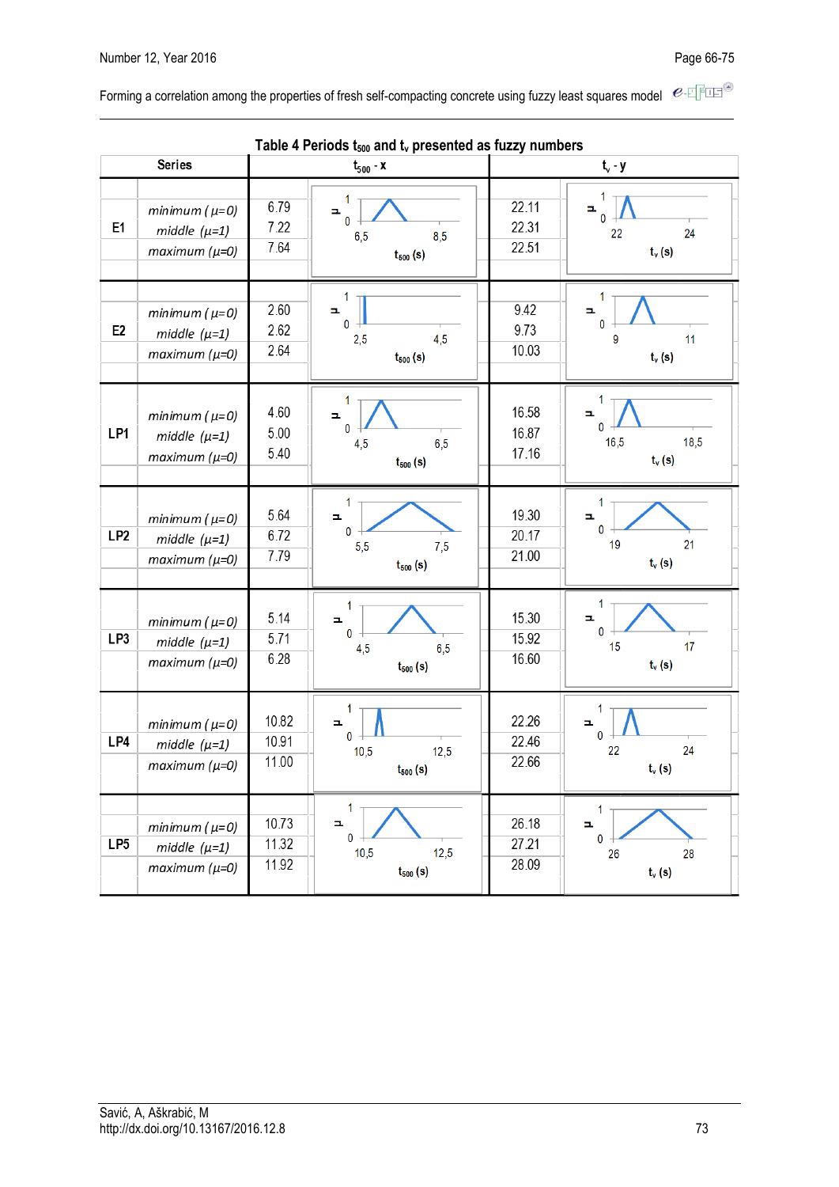**Table 4 Periods $t_{500}$ and $t_v$ presented as fuzzy numbers**

| Series | | $t_{500}$ - x | | $t_v$ - y | |
|---|---|---|---|---|---|
| E1 | minimum ($\mu$=0) | 6.79 | | 22.11 | |
| | middle ($\mu$=1) | 7.22 | | 22.31 | |
| | maximum ($\mu$=0) | 7.64 | | 22.51 | |
| E2 | minimum ($\mu$=0) | 2.60 | | 9.42 | |
| | middle ($\mu$=1) | 2.62 | | 9.73 | |
| | maximum ($\mu$=0) | 2.64 | | 10.03 | |
| LP1 | minimum ($\mu$=0) | 4.60 | | 16.58 | |
| | middle ($\mu$=1) | 5.00 | | 16.87 | |
| | maximum ($\mu$=0) | 5.40 | | 17.16 | |
| LP2 | minimum ($\mu$=0) | 5.64 | | 19.30 | |
| | middle ($\mu$=1) | 6.72 | | 20.17 | |
| | maximum ($\mu$=0) | 7.79 | | 21.00 | |
| LP3 | minimum ($\mu$=0) | 5.14 | | 15.30 | |
| | middle ($\mu$=1) | 5.71 | | 15.92 | |
| | maximum ($\mu$=0) | 6.28 | | 16.60 | |
| LP4 | minimum ($\mu$=0) | 10.82 | | 22.26 | |
| | middle ($\mu$=1) | 10.91 | | 22.46 | |
| | maximum ($\mu$=0) | 11.00 | | 22.66 | |
| LP5 | minimum ($\mu$=0) | 10.73 | | 26.18 | |
| | middle ($\mu$=1) | 11.32 | | 27.21 | |
| | maximum ($\mu$=0) | 11.92 | | 28.09 | |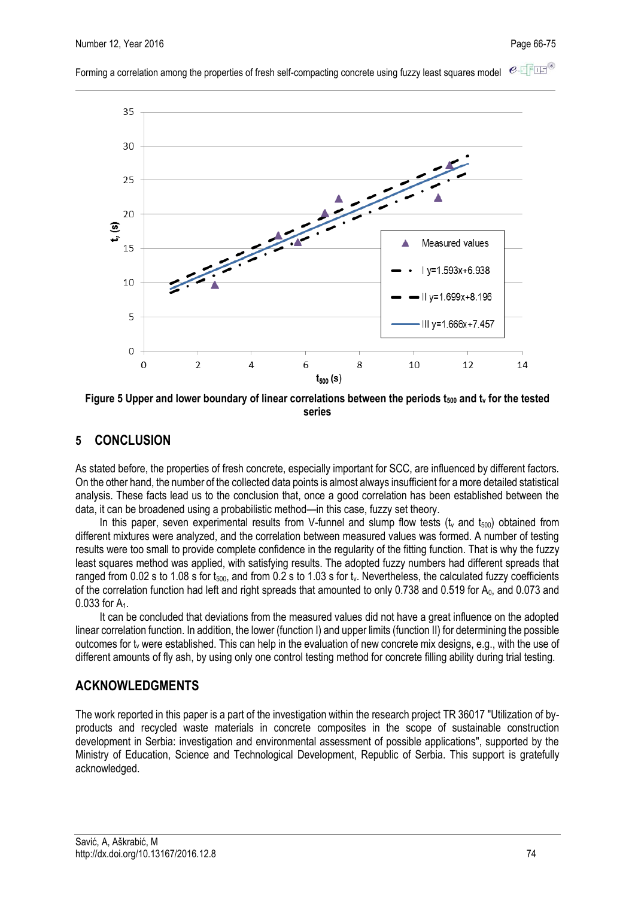Figure 5 Upper and lower boundary of linear correlations between the periods $t_{500}$ and $t_v$ for the tested series

## 5 CONCLUSION

As stated before, the properties of fresh concrete, especially important for SCC, are influenced by different factors. On the other hand, the number of the collected data points is almost always insufficient for a more detailed statistical analysis. These facts lead us to the conclusion that, once a good correlation has been established between the data, it can be broadened using a probabilistic method—in this case, fuzzy set theory.

In this paper, seven experimental results from V-funnel and slump flow tests ($t_v$ and $t_{500}$) obtained from different mixtures were analyzed, and the correlation between measured values was formed. A number of testing results were too small to provide complete confidence in the regularity of the fitting function. That is why the fuzzy least squares method was applied, with satisfying results. The adopted fuzzy numbers had different spreads that ranged from 0.02 s to 1.08 s for $t_{500}$, and from 0.2 s to 1.03 s for $t_v$. Nevertheless, the calculated fuzzy coefficients of the correlation function had left and right spreads that amounted to only 0.738 and 0.519 for $A_0$, and 0.073 and 0.033 for $A_1$.

It can be concluded that deviations from the measured values did not have a great influence on the adopted linear correlation function. In addition, the lower (function I) and upper limits (function II) for determining the possible outcomes for $t_v$ were established. This can help in the evaluation of new concrete mix designs, e.g., with the use of different amounts of fly ash, by using only one control testing method for concrete filling ability during trial testing.

## ACKNOWLEDGMENTS

The work reported in this paper is a part of the investigation within the research project TR 36017 "Utilization of by-products and recycled waste materials in concrete composites in the scope of sustainable construction development in Serbia: investigation and environmental assessment of possible applications", supported by the Ministry of Education, Science and Technological Development, Republic of Serbia. This support is gratefully acknowledged.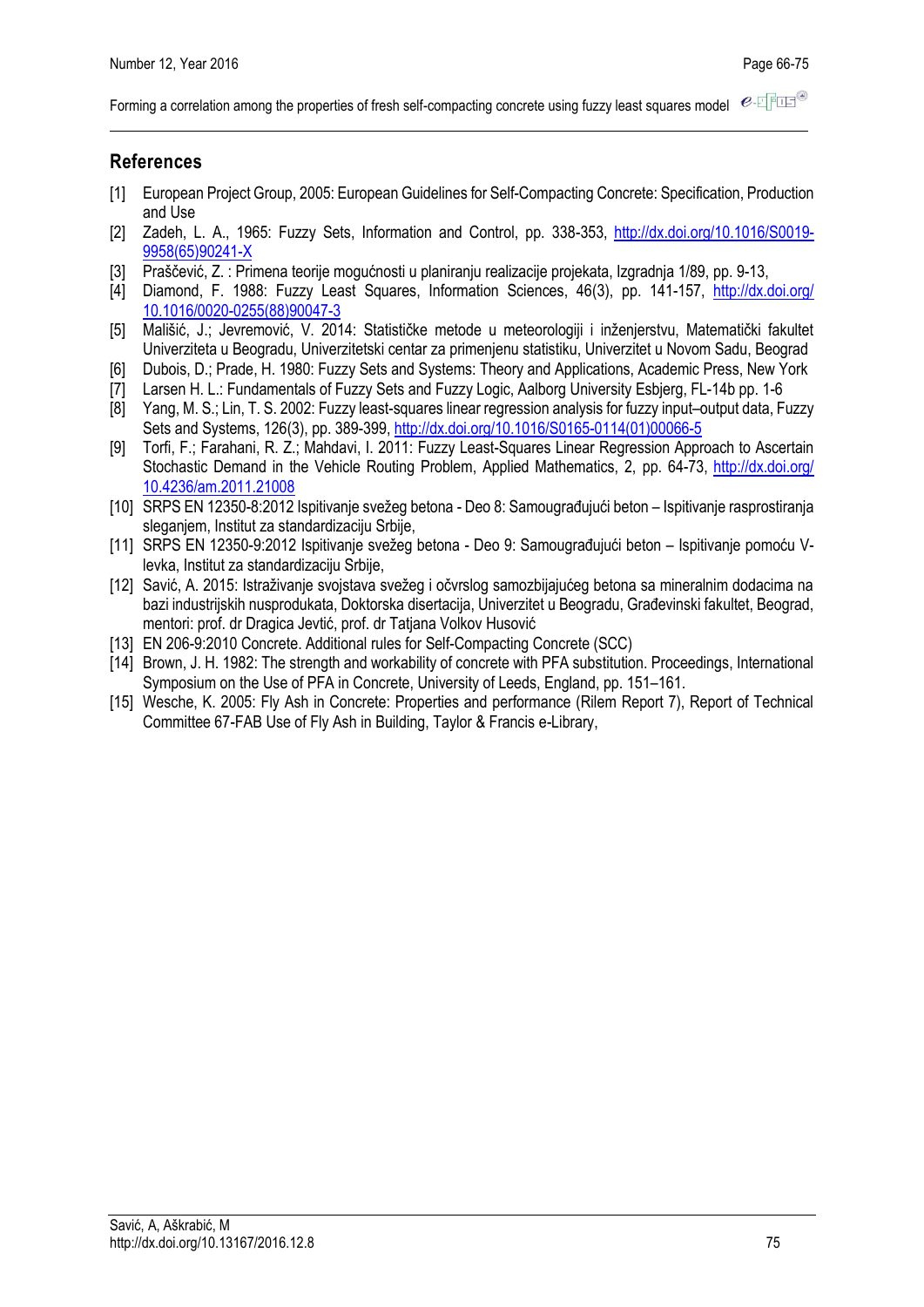## References

[1] European Project Group, 2005: European Guidelines for Self-Compacting Concrete: Specification, Production and Use

[2] Zadeh, L. A., 1965: Fuzzy Sets, Information and Control, pp. 338-353, http://dx.doi.org/10.1016/S0019-9958(65)90241-X

[3] Praščević, Z. : Primena teorije mogućnosti u planiranju realizacije projekata, Izgradnja 1/89, pp. 9-13,

[4] Diamond, F. 1988: Fuzzy Least Squares, Information Sciences, 46(3), pp. 141-157, http://dx.doi.org/10.1016/0020-0255(88)90047-3

[5] Mališić, J.; Jevremović, V. 2014: Statističke metode u meteorologiji i inženjerstvu, Matematički fakultet Univerziteta u Beogradu, Univerzitetski centar za primenjenu statistiku, Univerzitet u Novom Sadu, Beograd

[6] Dubois, D.; Prade, H. 1980: Fuzzy Sets and Systems: Theory and Applications, Academic Press, New York

[7] Larsen H. L.: Fundamentals of Fuzzy Sets and Fuzzy Logic, Aalborg University Esbjerg, FL-14b pp. 1-6

[8] Yang, M. S.; Lin, T. S. 2002: Fuzzy least-squares linear regression analysis for fuzzy input–output data, Fuzzy Sets and Systems, 126(3), pp. 389-399, http://dx.doi.org/10.1016/S0165-0114(01)00066-5

[9] Torfi, F.; Farahani, R. Z.; Mahdavi, I. 2011: Fuzzy Least-Squares Linear Regression Approach to Ascertain Stochastic Demand in the Vehicle Routing Problem, Applied Mathematics, 2, pp. 64-73, http://dx.doi.org/10.4236/am.2011.21008

[10] SRPS EN 12350-8:2012 Ispitivanje svežeg betona - Deo 8: Samougrađujući beton – Ispitivanje rasprostiranja sleganjem, Institut za standardizaciju Srbije,

[11] SRPS EN 12350-9:2012 Ispitivanje svežeg betona - Deo 9: Samougrađujući beton – Ispitivanje pomoću V-levka, Institut za standardizaciju Srbije,

[12] Savić, A. 2015: Istraživanje svojstava svežeg i očvrslog samozbijajućeg betona sa mineralnim dodacima na bazi industrijskih nusprodukata, Doktorska disertacija, Univerzitet u Beogradu, Građevinski fakultet, Beograd, mentori: prof. dr Dragica Jevtić, prof. dr Tatjana Volkov Husović

[13] EN 206-9:2010 Concrete. Additional rules for Self-Compacting Concrete (SCC)

[14] Brown, J. H. 1982: The strength and workability of concrete with PFA substitution. Proceedings, International Symposium on the Use of PFA in Concrete, University of Leeds, England, pp. 151–161.

[15] Wesche, K. 2005: Fly Ash in Concrete: Properties and performance (Rilem Report 7), Report of Technical Committee 67-FAB Use of Fly Ash in Building, Taylor & Francis e-Library,